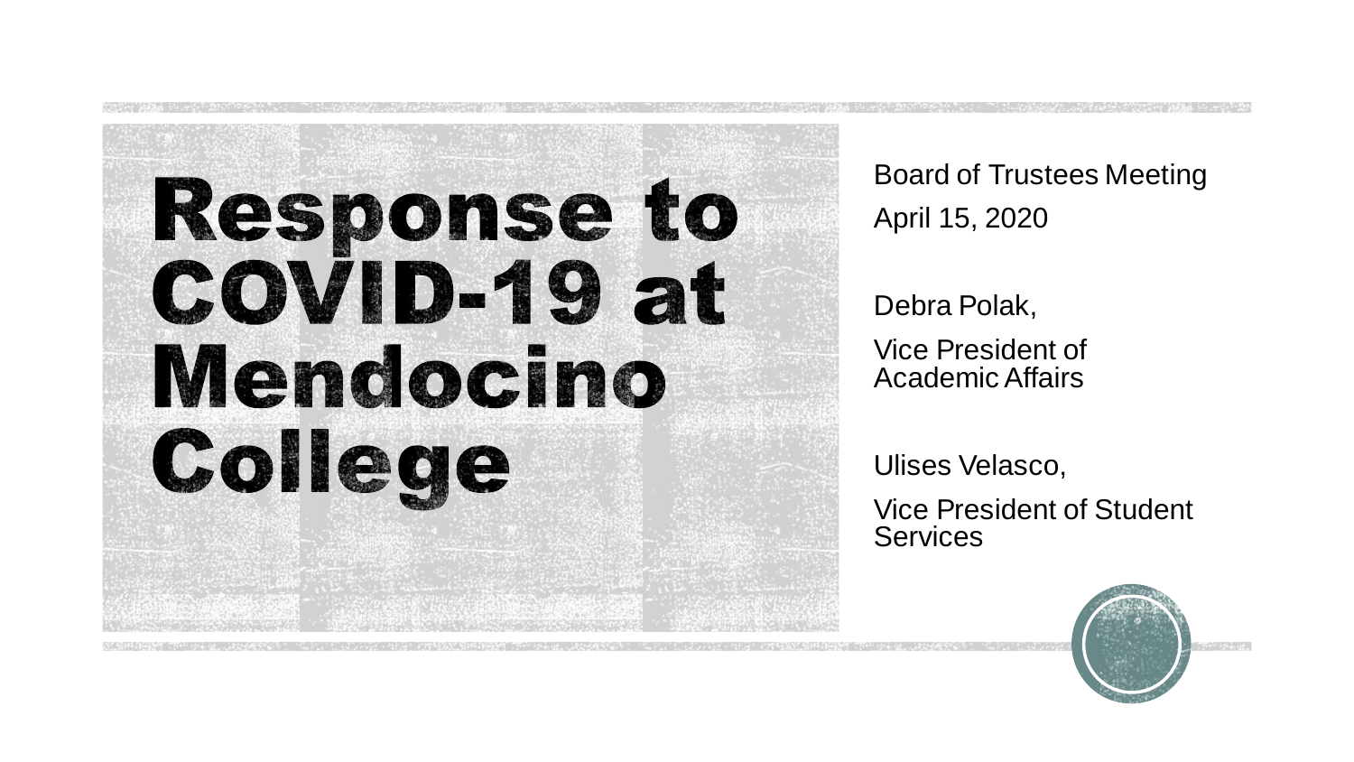# Response to COVID-19 at Mendocino College

Board of Trustees Meeting

April 15, 2020

Debra Polak,

Vice President of Academic Affairs

Ulises Velasco,

Vice President of Student Services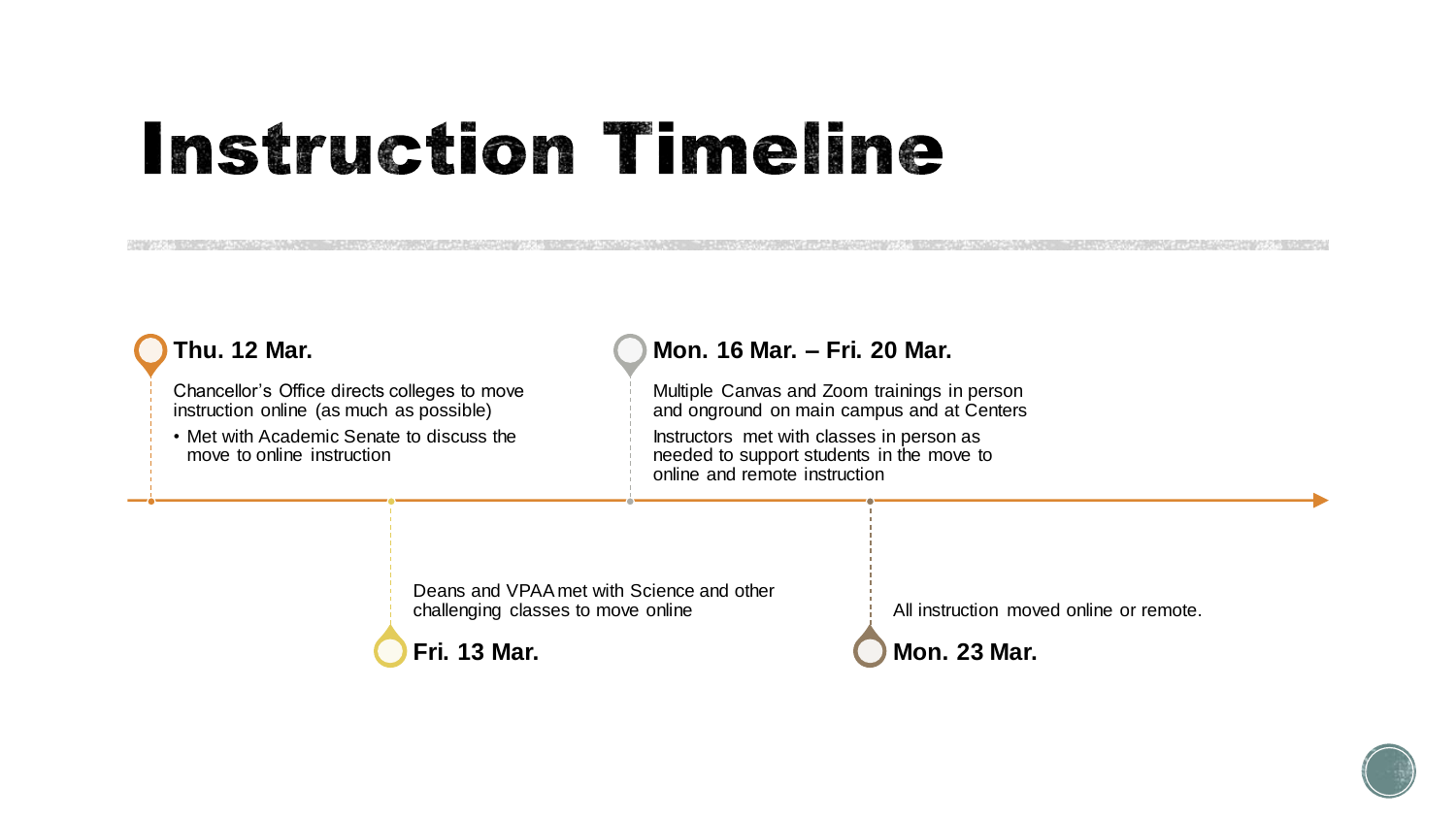# Instruction Timeline

**Thu. 12 Mar.**

Chancellor's Office directs colleges to move instruction online (as much as possible)

- Met with Academic Senate to discuss the move to online instruction

**Fri. 13 Mar.**

Deans and VPAA met with Science and other challenging classes to move online

**Mon. 16 Mar. – Fri. 20 Mar.**

Multiple Canvas and Zoom trainings in person and onground on main campus and at Centers

Instructors met with classes in person as needed to support students in the move to online and remote instruction

**Mon. 23 Mar.**

All instruction moved online or remote.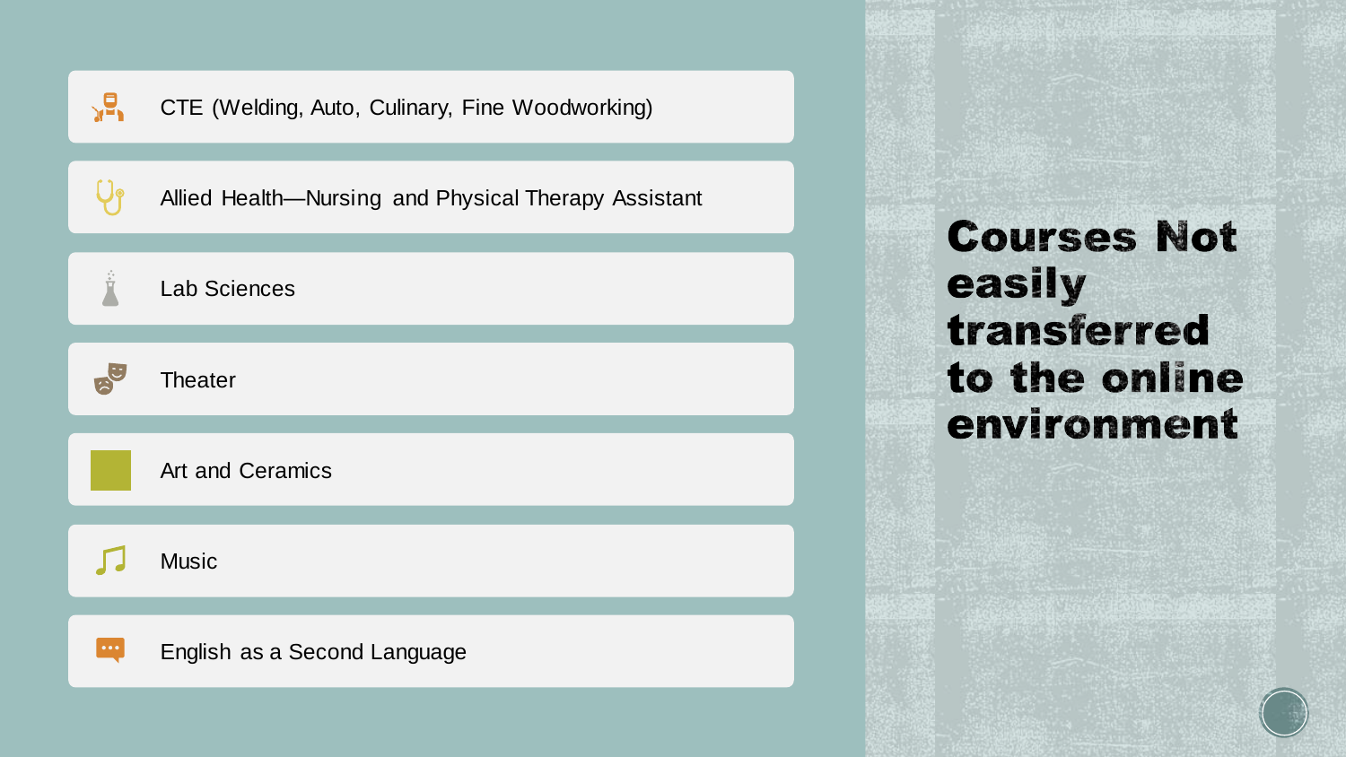# Courses Not easily transferred to the online environment

- CTE (Welding, Auto, Culinary, Fine Woodworking)
- Allied Health—Nursing and Physical Therapy Assistant
- Lab Sciences
- Theater
- Art and Ceramics
- Music
- English as a Second Language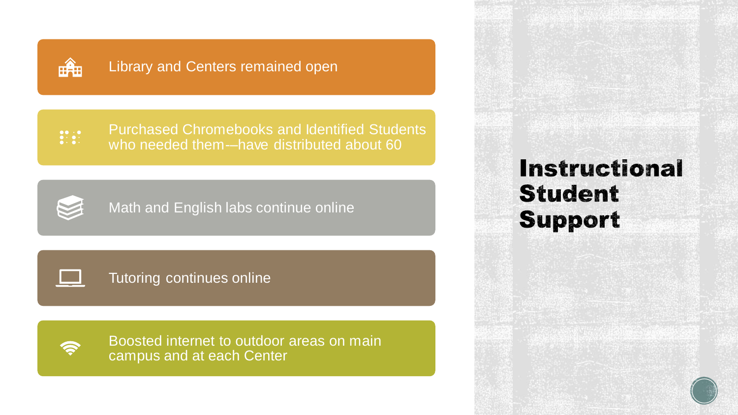# Instructional Student Support

- Library and Centers remained open
- Purchased Chromebooks and Identified Students who needed them-–have distributed about 60
- Math and English labs continue online
- Tutoring continues online
- Boosted internet to outdoor areas on main campus and at each Center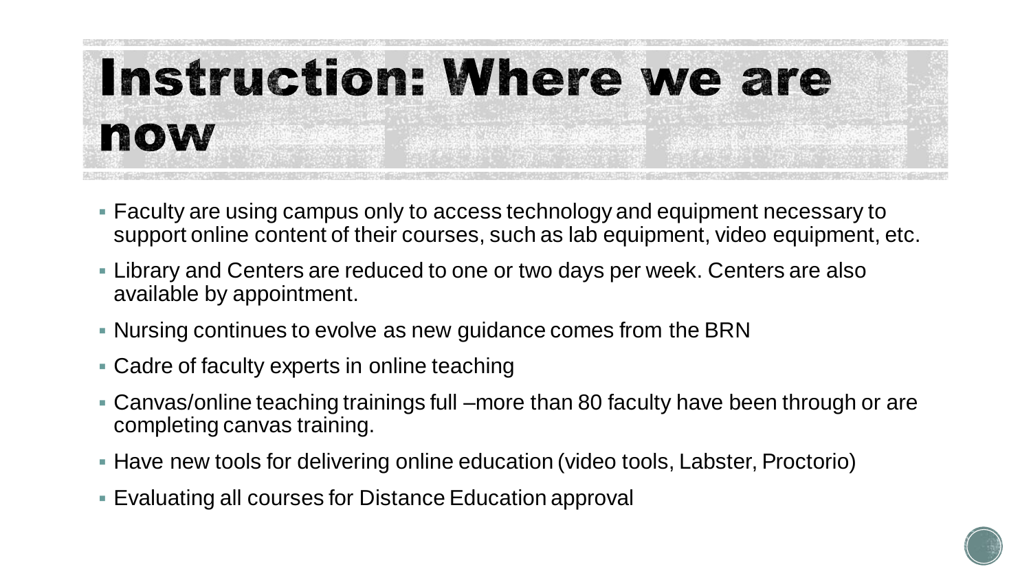# Instruction: Where we are now

- Faculty are using campus only to access technology and equipment necessary to support online content of their courses, such as lab equipment, video equipment, etc.
- Library and Centers are reduced to one or two days per week. Centers are also available by appointment.
- Nursing continues to evolve as new guidance comes from the BRN
- Cadre of faculty experts in online teaching
- Canvas/online teaching trainings full –more than 80 faculty have been through or are completing canvas training.
- Have new tools for delivering online education (video tools, Labster, Proctorio)
- Evaluating all courses for Distance Education approval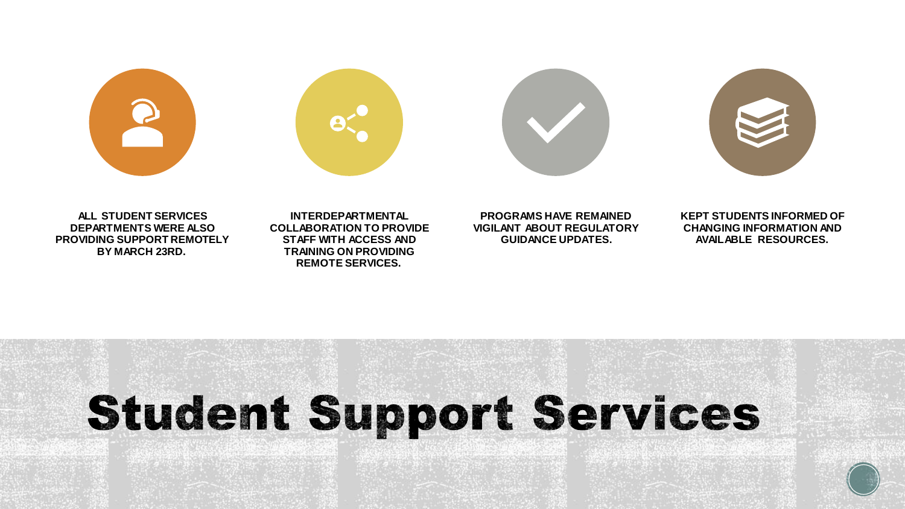# Student Support Services

- ALL STUDENT SERVICES DEPARTMENTS WERE ALSO PROVIDING SUPPORT REMOTELY BY MARCH 23RD.
- INTERDEPARTMENTAL COLLABORATION TO PROVIDE STAFF WITH ACCESS AND TRAINING ON PROVIDING REMOTE SERVICES.
- PROGRAMS HAVE REMAINED VIGILANT ABOUT REGULATORY GUIDANCE UPDATES.
- KEPT STUDENTS INFORMED OF CHANGING INFORMATION AND AVAILABLE RESOURCES.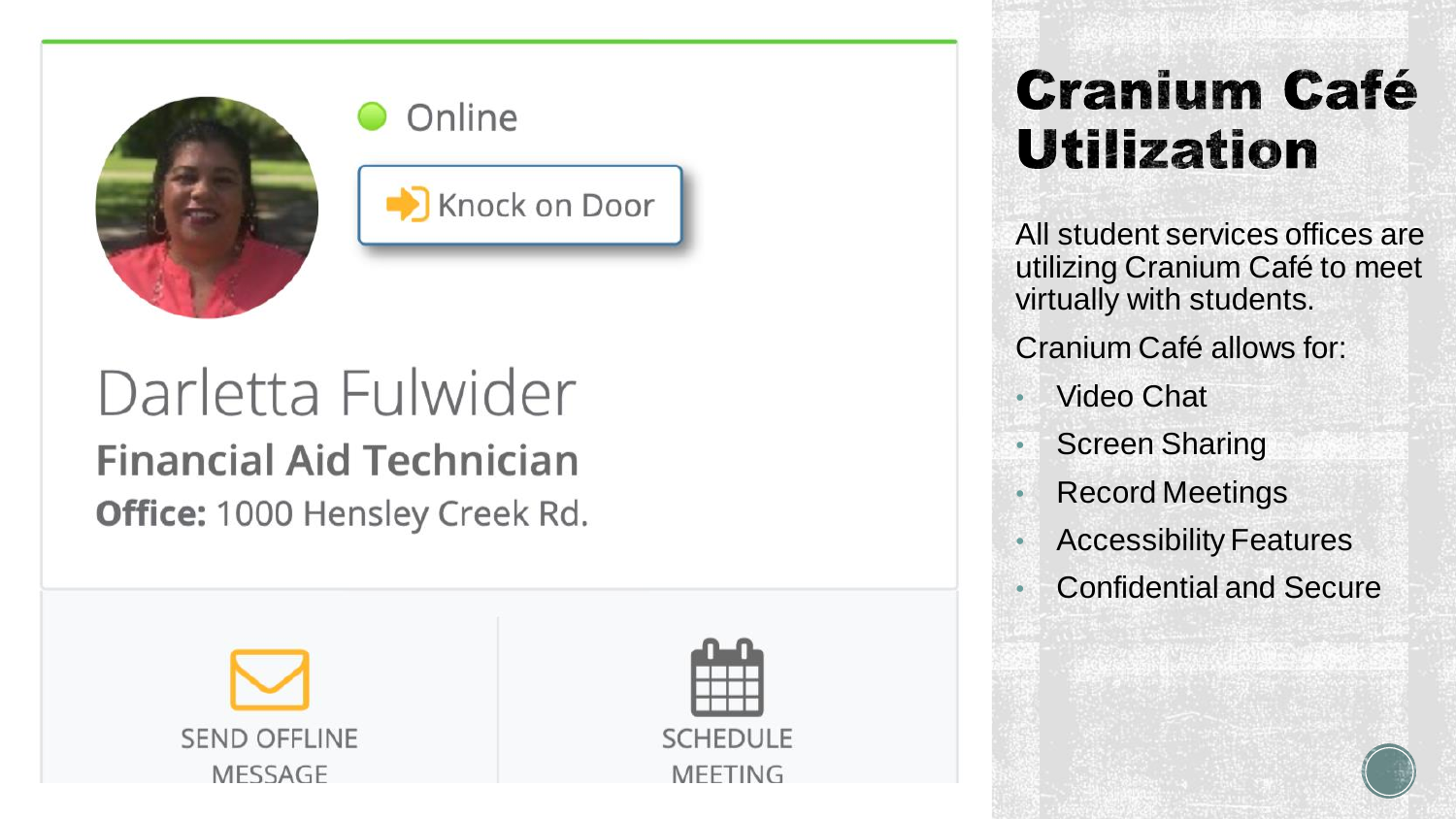Online

Knock on Door

Darletta Fulwider

**Financial Aid Technician**

**Office:** 1000 Hensley Creek Rd.

SEND OFFLINE MESSAGE

SCHEDULE MEETING

# Cranium Café Utilization

All student services offices are utilizing Cranium Café to meet virtually with students.

Cranium Café allows for:

- Video Chat
- Screen Sharing
- Record Meetings
- Accessibility Features
- Confidential and Secure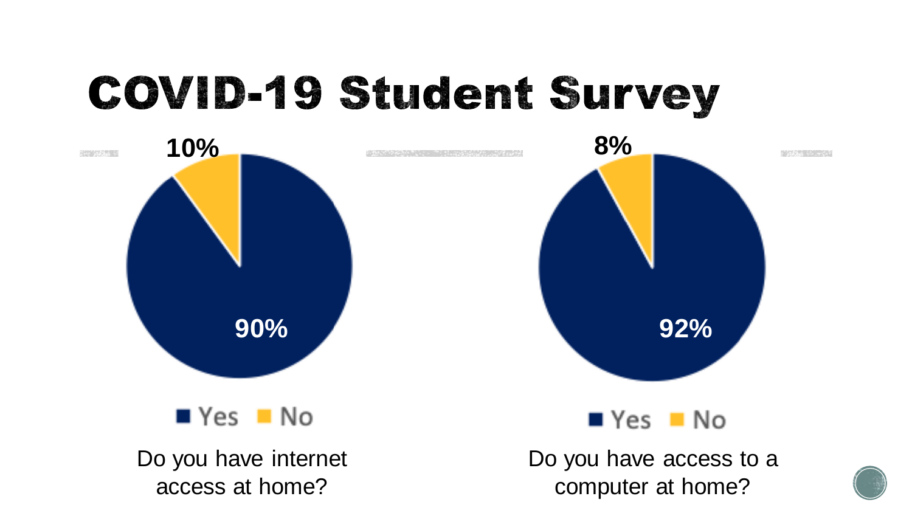# COVID-19 Student Survey

10%

90%

■ Yes ■ No

Do you have internet access at home?

8%

92%

■ Yes ■ No

Do you have access to a computer at home?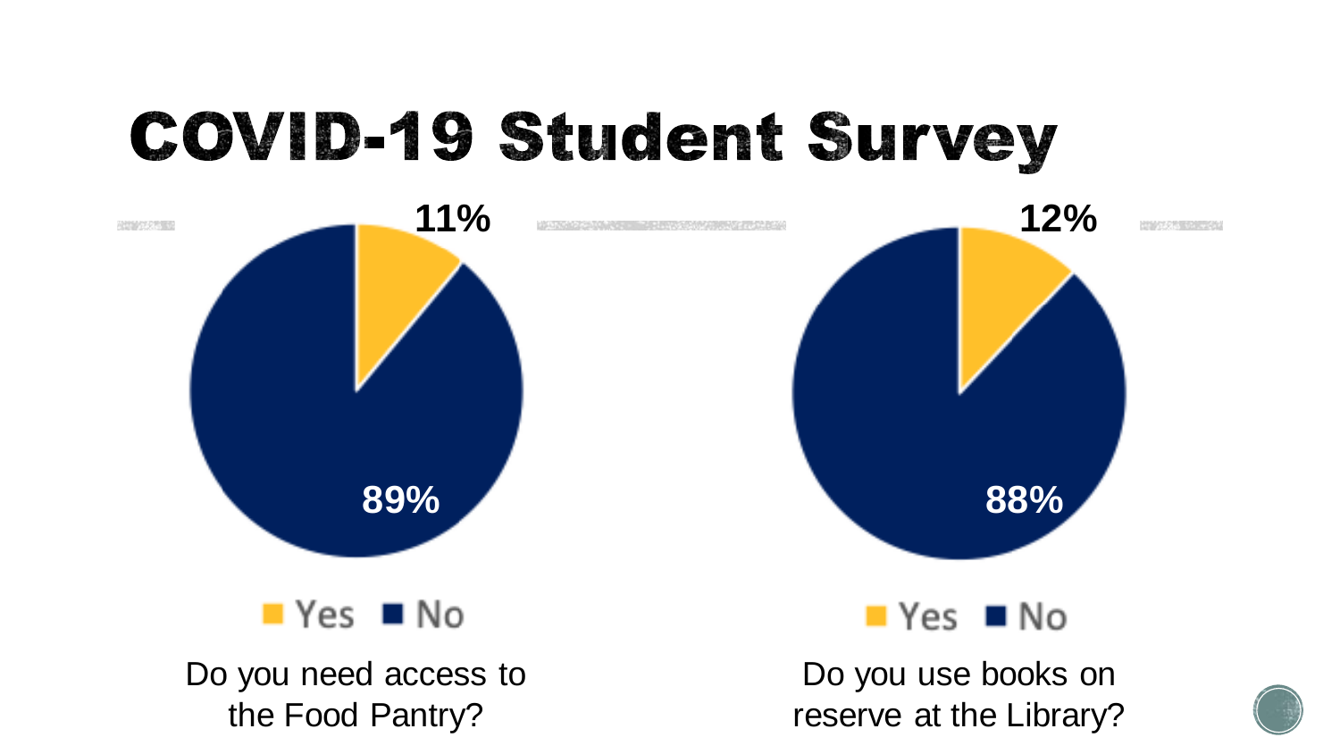# COVID-19 Student Survey

11%

89%

Yes No

Do you need access to the Food Pantry?

12%

88%

Yes No

Do you use books on reserve at the Library?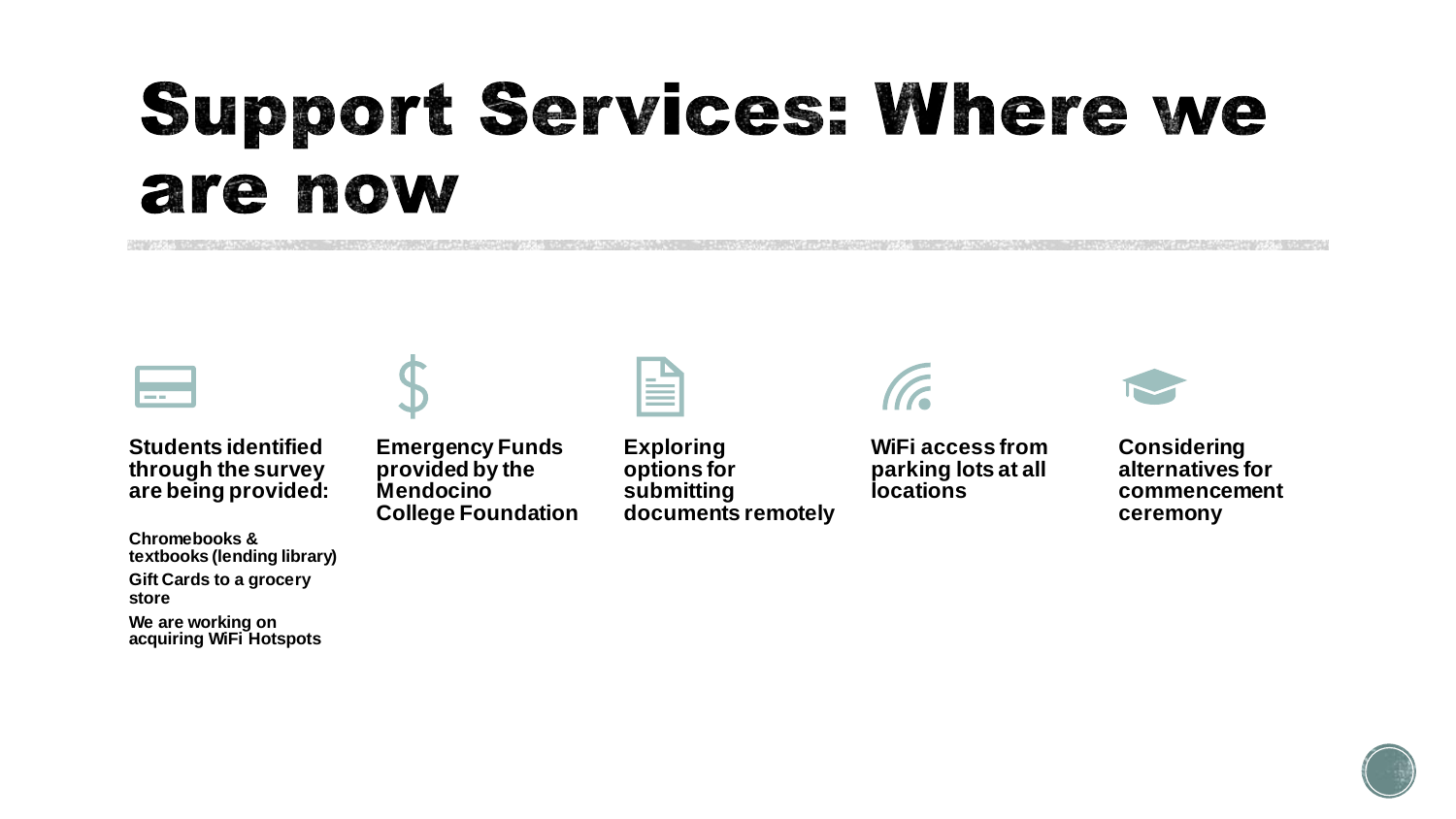# Support Services: Where we are now

**Students identified through the survey are being provided:**

- **Chromebooks & textbooks (lending library)**
- **Gift Cards to a grocery store**
- **We are working on acquiring WiFi Hotspots**

**Emergency Funds provided by the Mendocino College Foundation**

**Exploring options for submitting documents remotely**

**WiFi access from parking lots at all locations**

**Considering alternatives for commencement ceremony**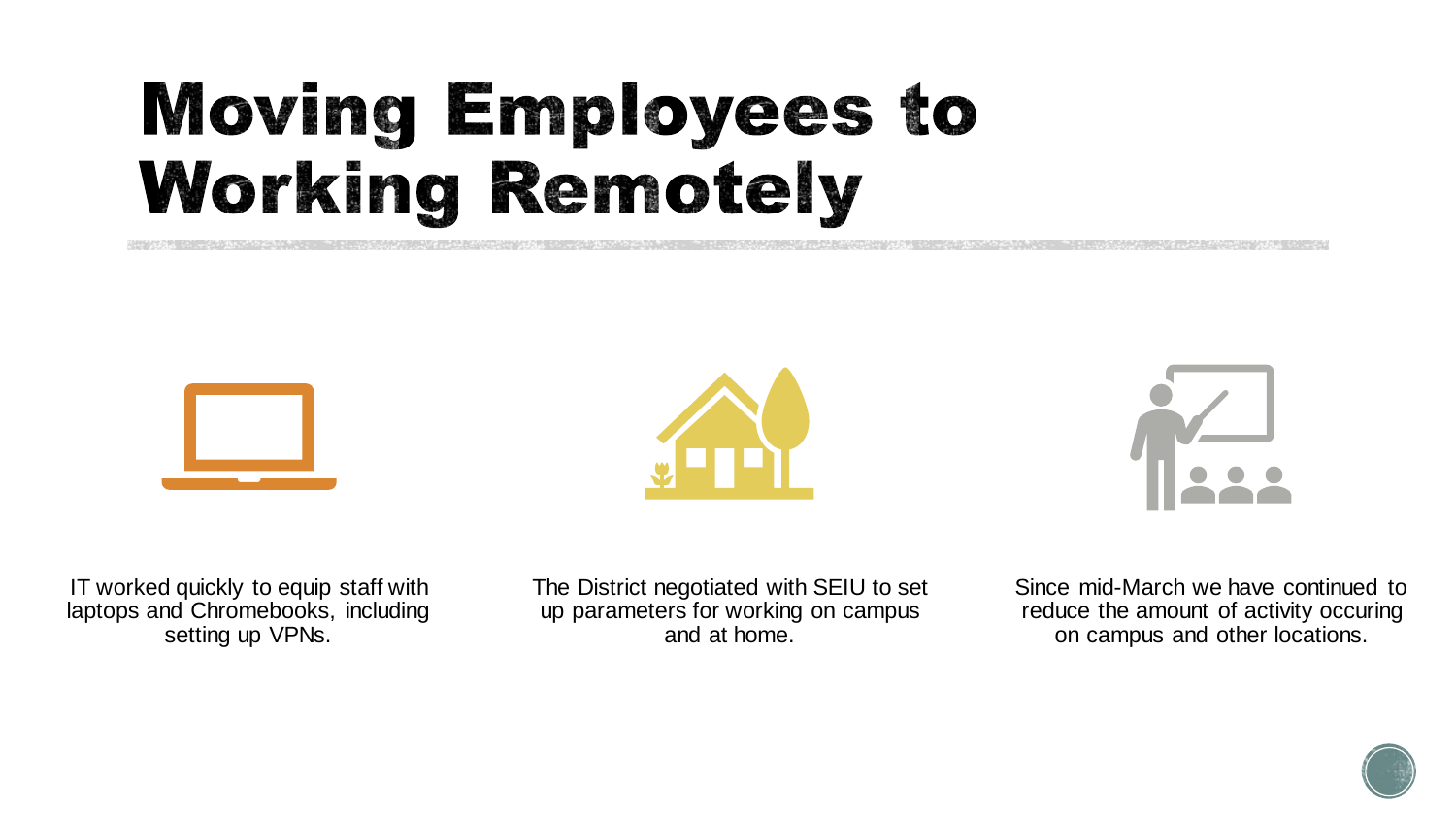# Moving Employees to Working Remotely

IT worked quickly to equip staff with laptops and Chromebooks, including setting up VPNs.

The District negotiated with SEIU to set up parameters for working on campus and at home.

Since mid-March we have continued to reduce the amount of activity occuring on campus and other locations.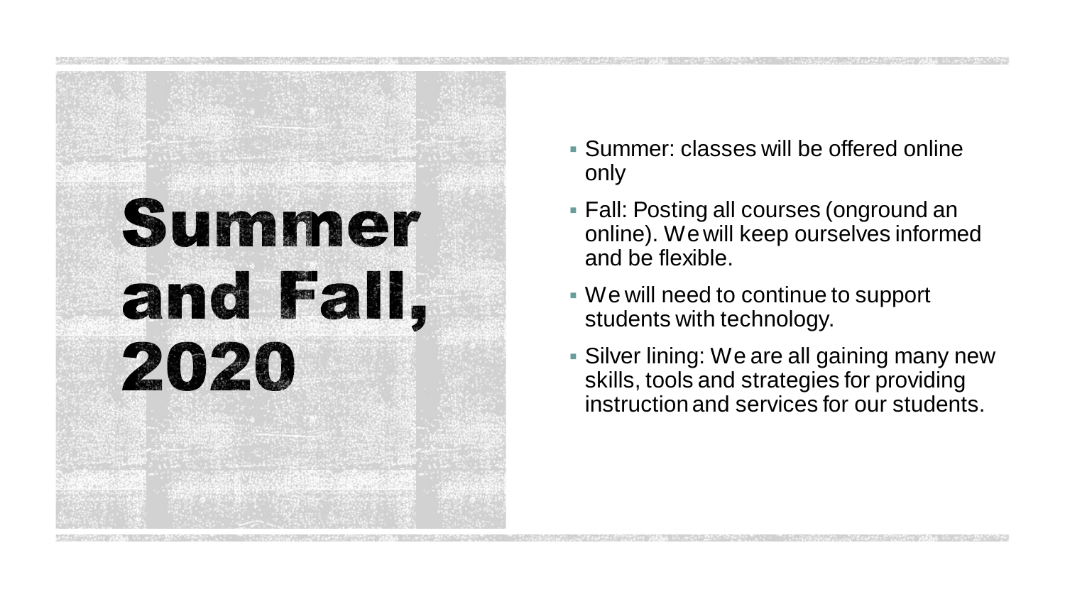# Summer and Fall, 2020

- Summer: classes will be offered online only
- Fall: Posting all courses (onground an online). We will keep ourselves informed and be flexible.
- We will need to continue to support students with technology.
- Silver lining: We are all gaining many new skills, tools and strategies for providing instruction and services for our students.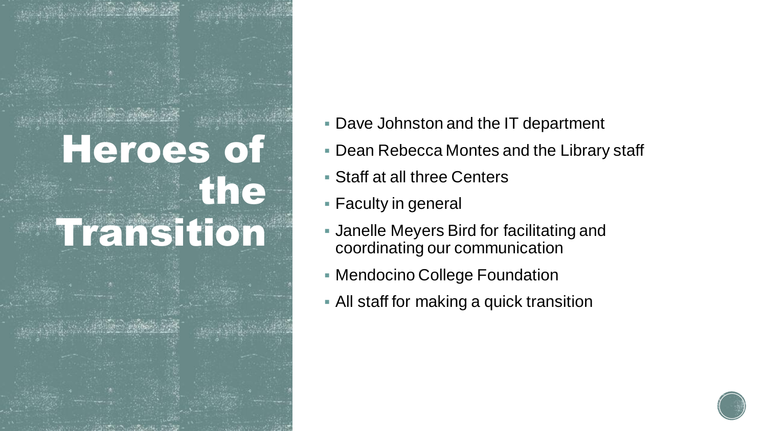# Heroes of the Transition

- Dave Johnston and the IT department
- Dean Rebecca Montes and the Library staff
- Staff at all three Centers
- Faculty in general
- Janelle Meyers Bird for facilitating and coordinating our communication
- Mendocino College Foundation
- All staff for making a quick transition